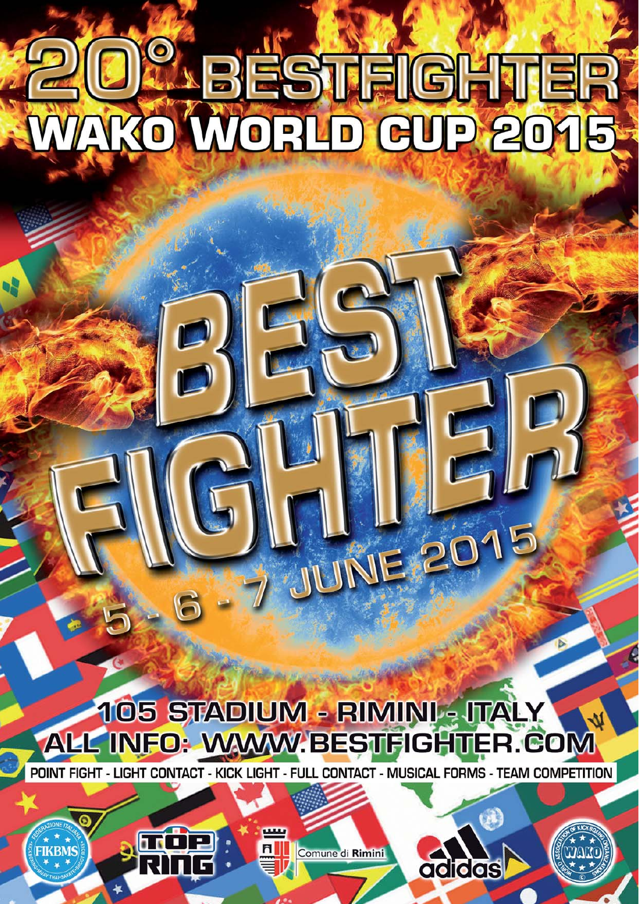# 20° BESTFIGHTER

# WAKO WORLD CUP 2015

# BEST FIGHTER

5 - 6 - 7 JUNE 2015

## 105 STADIUM - RIMINI - ITALY

## ALL INFO: WWW.BESTFIGHTER.COM

POINT FIGHT - LIGHT CONTACT - KICK LIGHT - FULL CONTACT - MUSICAL FORMS - TEAM COMPETITION

FIKBMS

TOP RING

Comune di Rimini

adidas

WAKO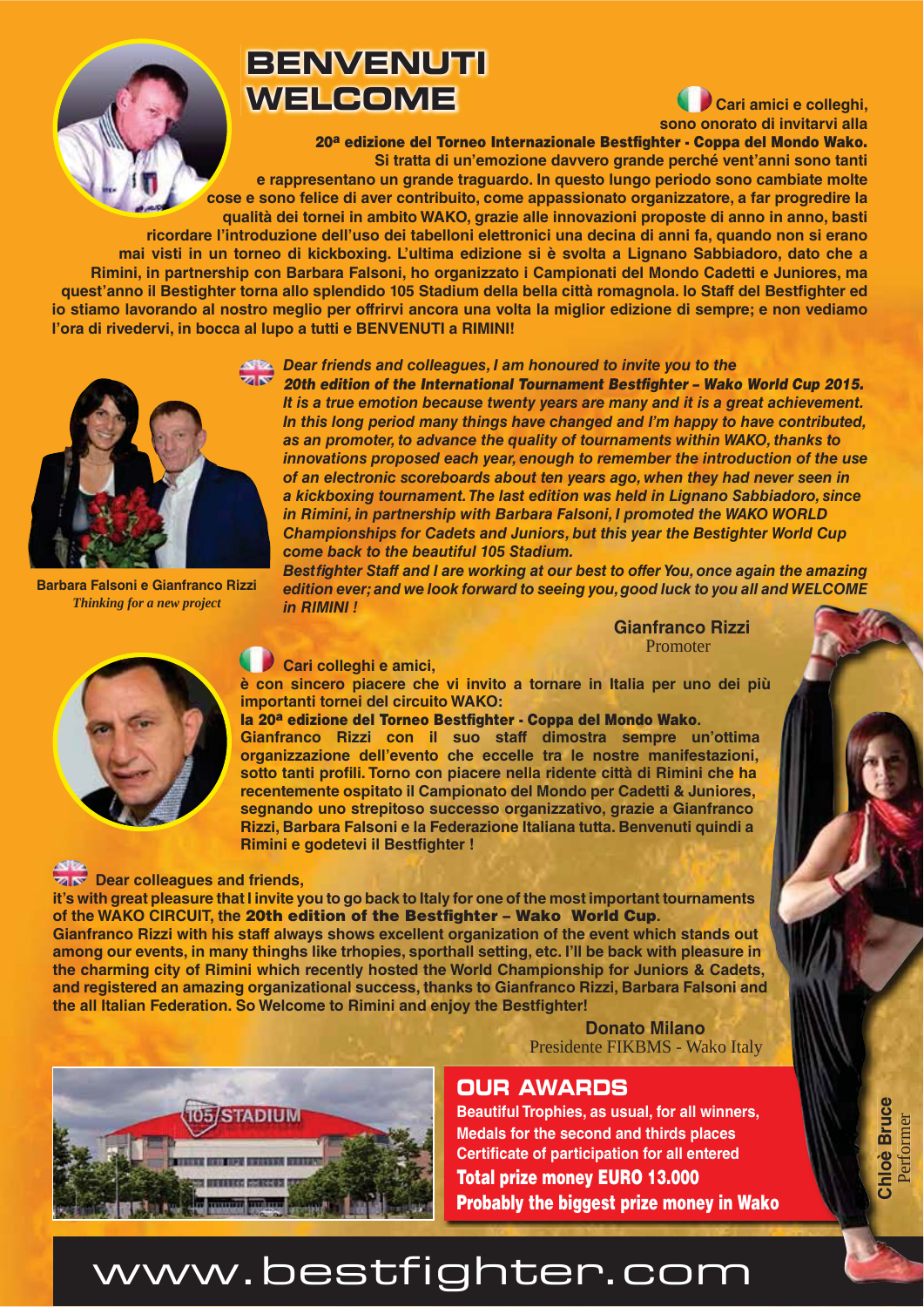# BENVENUTI
# WELCOME

**Cari amici e colleghi, sono onorato di invitarvi alla 20ª edizione del Torneo Internazionale Bestfighter - Coppa del Mondo Wako. Si tratta di un'emozione davvero grande perché vent'anni sono tanti e rappresentano un grande traguardo. In questo lungo periodo sono cambiate molte cose e sono felice di aver contribuito, come appassionato organizzatore, a far progredire la qualità dei tornei in ambito WAKO, grazie alle innovazioni proposte di anno in anno, basti ricordare l'introduzione dell'uso dei tabelloni elettronici una decina di anni fa, quando non si erano mai visti in un torneo di kickboxing. L'ultima edizione si è svolta a Lignano Sabbiadoro, dato che a Rimini, in partnership con Barbara Falsoni, ho organizzato i Campionati del Mondo Cadetti e Juniores, ma quest'anno il Bestighter torna allo splendido 105 Stadium della bella città romagnola. Io Staff del Bestfighter ed io stiamo lavorando al nostro meglio per offrirvi ancora una volta la miglior edizione di sempre; e non vediamo l'ora di rivedervi, in bocca al lupo a tutti e BENVENUTI a RIMINI!**

**Barbara Falsoni e Gianfranco Rizzi**
*Thinking for a new project*

***Dear friends and colleagues, I am honoured to invite you to the 20th edition of the International Tournament Bestfighter – Wako World Cup 2015. It is a true emotion because twenty years are many and it is a great achievement. In this long period many things have changed and I'm happy to have contributed, as an promoter, to advance the quality of tournaments within WAKO, thanks to innovations proposed each year, enough to remember the introduction of the use of an electronic scoreboards about ten years ago, when they had never seen in a kickboxing tournament. The last edition was held in Lignano Sabbiadoro, since in Rimini, in partnership with Barbara Falsoni, I promoted the WAKO WORLD Championships for Cadets and Juniors, but this year the Bestighter World Cup come back to the beautiful 105 Stadium. Bestfighter Staff and I are working at our best to offer You, once again the amazing edition ever; and we look forward to seeing you, good luck to you all and WELCOME in RIMINI !***

**Gianfranco Rizzi**
Promoter

**Cari colleghi e amici, è con sincero piacere che vi invito a tornare in Italia per uno dei più importanti tornei del circuito WAKO: la 20ª edizione del Torneo Bestfighter - Coppa del Mondo Wako. Gianfranco Rizzi con il suo staff dimostra sempre un'ottima organizzazione dell'evento che eccelle tra le nostre manifestazioni, sotto tanti profili. Torno con piacere nella ridente città di Rimini che ha recentemente ospitato il Campionato del Mondo per Cadetti & Juniores, segnando uno strepitoso successo organizzativo, grazie a Gianfranco Rizzi, Barbara Falsoni e la Federazione Italiana tutta. Benvenuti quindi a Rimini e godetevi il Bestfighter !**

**Dear colleagues and friends, it's with great pleasure that I invite you to go back to Italy for one of the most important tournaments of the WAKO CIRCUIT, the 20th edition of the Bestfighter – Wako World Cup. Gianfranco Rizzi with his staff always shows excellent organization of the event which stands out among our events, in many thinghs like trhopies, sporthall setting, etc. I'll be back with pleasure in the charming city of Rimini which recently hosted the World Championship for Juniors & Cadets, and registered an amazing organizational success, thanks to Gianfranco Rizzi, Barbara Falsoni and the all Italian Federation. So Welcome to Rimini and enjoy the Bestfighter!**

**Donato Milano**
Presidente FIKBMS - Wako Italy

## OUR AWARDS

**Beautiful Trophies, as usual, for all winners,**
**Medals for the second and thirds places**
**Certificate of participation for all entered**
**Total prize money EURO 13.000**
**Probably the biggest prize money in Wako**

**Chloè Bruce**
Performer

# www.bestfighter.com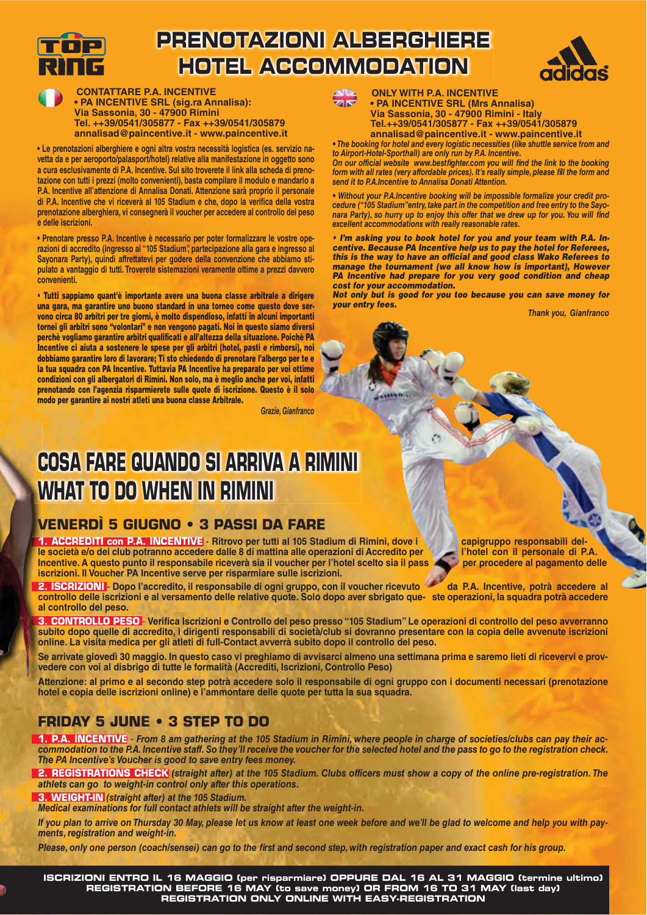# PRENOTAZIONI ALBERGHIERE
# HOTEL ACCOMMODATION

**CONTATTARE P.A. INCENTIVE**
**• PA INCENTIVE SRL (sig.ra Annalisa):**
**Via Sassonia, 30 - 47900 Rimini**
**Tel. ++39/0541/305877 - Fax ++39/0541/305879**
**annalisad@paincentive.it - www.paincentive.it**

• Le prenotazioni alberghiere e ogni altra vostra necessità logistica (es. servizio navetta da e per aeroporto/palasport/hotel) relative alla manifestazione in oggetto sono a cura esclusivamente di P.A. Incentive. Sul sito troverete il link alla scheda di prenotazione con tutti i prezzi (molto convenienti), basta compilare il modulo e mandarlo a P.A. Incentive all'attenzione di Annalisa Donati. Attenzione sarà proprio il personale di P.A. Incentive che vi riceverà al 105 Stadium e che, dopo la verifica della vostra prenotazione alberghiera, vi consegnerà il voucher per accedere al controllo del peso e delle iscrizioni.

• Prenotare presso P.A. Incentive è necessario per poter formalizzare le vostre operazioni di accredito (ingresso al "105 Stadium", partecipazione alla gara e ingresso al Sayonara Party), quindi affrettatevi per godere della convenzione che abbiamo stipulato a vantaggio di tutti. Troverete sistemazioni veramente ottime a prezzi davvero convenienti.

**• Tutti sappiamo quant'è importante avere una buona classe arbitrale a dirigere una gara, ma garantire uno buono standard in una torneo come questo dove servono circa 80 arbitri per tre giorni, è molto dispendioso, infatti in alcuni importanti tornei gli arbitri sono "volontari" e non vengono pagati. Noi in questo siamo diversi perchè vogliamo garantire arbitri qualificati e all'altezza della situazione. Poichè PA Incentive ci aiuta a sostenere le spese per gli arbitri (hotel, pasti e rimborsi), noi dobbiamo garantire loro di lavorare; Ti sto chiedendo di prenotare l'albergo per te e la tua squadra con PA Incentive. Tuttavia PA Incentive ha preparato per voi ottime condizioni con gli albergatori di Rimini. Non solo, ma è meglio anche per voi, infatti prenotando con l'agenzia risparmierete sulle quote di iscrizione. Questo è il solo modo per garantire ai nostri atleti una buona classe Arbitrale.**

*Grazie, Gianfranco*

**ONLY WITH P.A. INCENTIVE**
**• PA INCENTIVE SRL (Mrs Annalisa)**
**Via Sassonia, 30 - 47900 Rimini - Italy**
**Tel.++39/0541/305877 - Fax ++39/0541/305879**
**annalisad@paincentive.it - www.paincentive.it**

*• The booking for hotel and every logistic necessities (like shuttle service from and to Airport-Hotel-Sporthall) are only run by P.A. Incentive.*
*On our official website www.bestfighter.com you will find the link to the booking form with all rates (very affordable prices). It's really simple, please fill the form and send it to P.A.Incentive to Annalisa Donati Attention.*

*• Without your P.A.Incentive booking will be impossible formalize your credit procedure ("105 Stadium"entry, take part in the competition and free entry to the Sayonara Party), so hurry up to enjoy this offer that we drew up for you. You will find excellent accommodations with really reasonable rates.*

***• I'm asking you to book hotel for you and your team with P.A. Incentive. Because PA Incentive help us to pay the hotel for Referees, this is the way to have an official and good class Wako Referees to manage the tournament (we all know how is important), However PA Incentive had prepare for you very good condition and cheap cost for your accommodation.***
***Not only but is good for you too because you can save money for your entry fees.***

*Thank you, Gianfranco*

# COSA FARE QUANDO SI ARRIVA A RIMINI
# WHAT TO DO WHEN IN RIMINI

## VENERDÌ 5 GIUGNO • 3 PASSI DA FARE

**1. ACCREDITI con P.A. INCENTIVE - Ritrovo per tutti al 105 Stadium di Rimini, dove i capigruppo responsabili delle società e/o dei club potranno accedere dalle 8 di mattina alle operazioni di Accredito per l'hotel con il personale di P.A. Incentive. A questo punto il responsabile riceverà sia il voucher per l'hotel scelto sia il pass per procedere al pagamento delle iscrizioni. Il Voucher PA Incentive serve per risparmiare sulle iscrizioni.**

**2. ISCRIZIONI - Dopo l'accredito, il responsabile di ogni gruppo, con il voucher ricevuto da P.A. Incentive, potrà accedere al controllo delle iscrizioni e al versamento delle relative quote. Solo dopo aver sbrigato queste operazioni, la squadra potrà accedere al controllo del peso.**

**3. CONTROLLO PESO - Verifica Iscrizioni e Controllo del peso presso "105 Stadium" Le operazioni di controllo del peso avverranno subito dopo quelle di accredito, i dirigenti responsabili di società/club si dovranno presentare con la copia delle avvenute iscrizioni online. La visita medica per gli atleti di full-Contact avverrà subito dopo il controllo del peso.**

**Se arrivate giovedì 30 maggio. In questo caso vi preghiamo di avvisarci almeno una settimana prima e saremo lieti di riceverci e provvedere con voi al disbrigo di tutte le formalità (Accrediti, Iscrizioni, Controllo Peso)**

**Attenzione: al primo e al secondo step potrà accedere solo il responsabile di ogni gruppo con i documenti necessari (prenotazione hotel e copia delle iscrizioni online) e l'ammontare delle quote per tutta la sua squadra.**

## FRIDAY 5 JUNE • 3 STEP TO DO

***1. P.A. INCENTIVE - From 8 am gathering at the 105 Stadium in Rimini, where people in charge of societies/clubs can pay their accommodation to the P.A. Incentive staff. So they'll receive the voucher for the selected hotel and the pass to go to the registration check. The PA Incentive's Voucher is good to save entry fees money.***

***2. REGISTRATIONS CHECK (straight after) at the 105 Stadium. Clubs officers must show a copy of the online pre-registration. The athlets can go to weight-in control only after this operations.***

***3. WEIGHT-IN (straight after) at the 105 Stadium.***
***Medical examinations for full contact athlets will be straight after the weight-in.***

***If you plan to arrive on Thursday 30 May, please let us know at least one week before and we'll be glad to welcome and help you with payments, registration and weight-in.***

***Please, only one person (coach/sensei) can go to the first and second step, with registration paper and exact cash for his group.***

**ISCRIZIONI ENTRO IL 16 MAGGIO (per risparmiare) OPPURE DAL 16 AL 31 MAGGIO (termine ultimo)**
**REGISTRATION BEFORE 16 MAY (to save money) OR FROM 16 TO 31 MAY (last day)**
**REGISTRATION ONLY ONLINE WITH EASY-REGISTRATION**